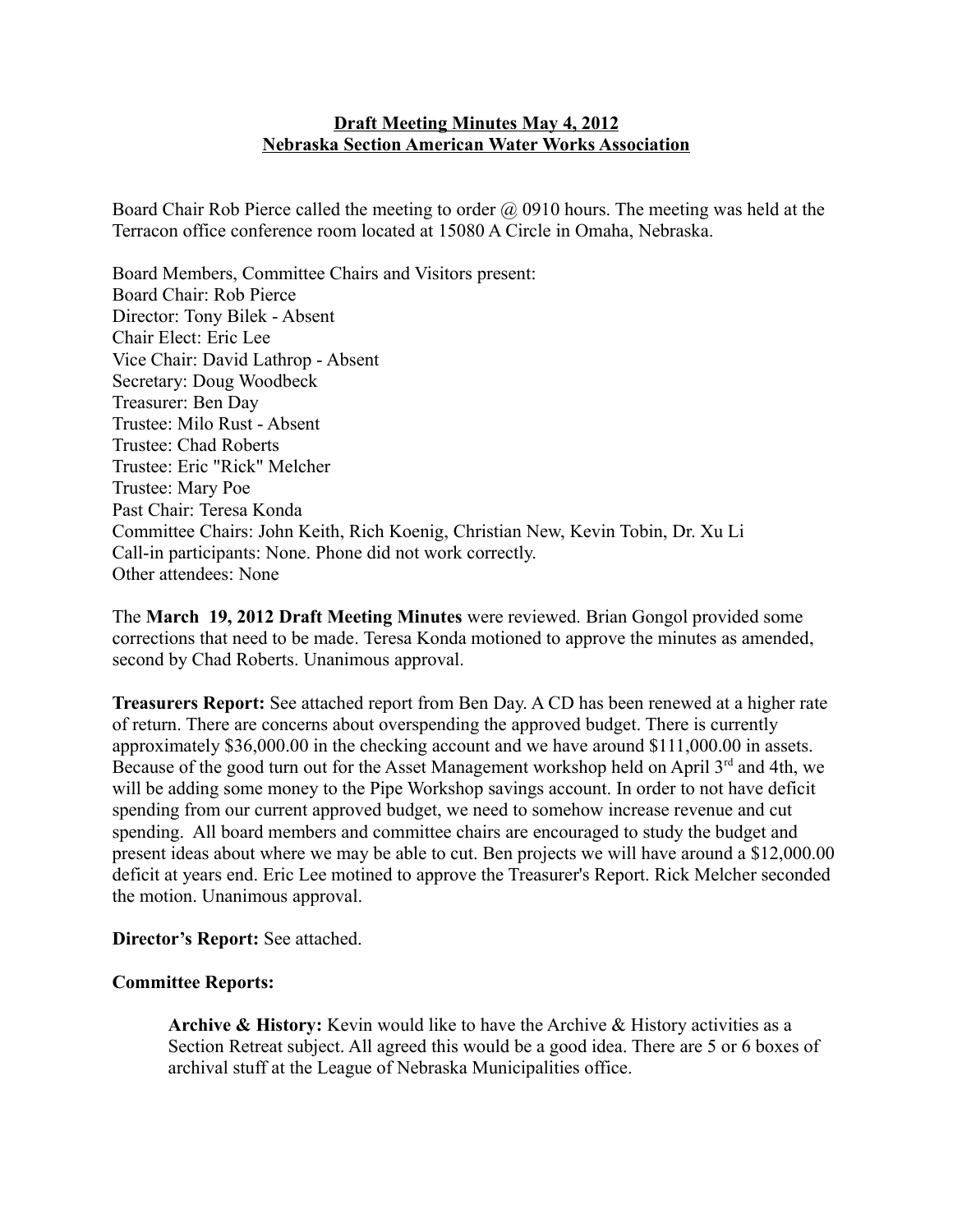**Draft Meeting Minutes May 4, 2012**
**Nebraska Section American Water Works Association**

Board Chair Rob Pierce called the meeting to order @ 0910 hours. The meeting was held at the Terracon office conference room located at 15080 A Circle in Omaha, Nebraska.

Board Members, Committee Chairs and Visitors present:
Board Chair: Rob Pierce
Director: Tony Bilek - Absent
Chair Elect: Eric Lee
Vice Chair: David Lathrop - Absent
Secretary: Doug Woodbeck
Treasurer: Ben Day
Trustee: Milo Rust - Absent
Trustee: Chad Roberts
Trustee: Eric "Rick" Melcher
Trustee: Mary Poe
Past Chair: Teresa Konda
Committee Chairs: John Keith, Rich Koenig, Christian New, Kevin Tobin, Dr. Xu Li
Call-in participants: None. Phone did not work correctly.
Other attendees: None

The **March 19, 2012 Draft Meeting Minutes** were reviewed. Brian Gongol provided some corrections that need to be made. Teresa Konda motioned to approve the minutes as amended, second by Chad Roberts. Unanimous approval.

**Treasurers Report:** See attached report from Ben Day. A CD has been renewed at a higher rate of return. There are concerns about overspending the approved budget. There is currently approximately $36,000.00 in the checking account and we have around $111,000.00 in assets. Because of the good turn out for the Asset Management workshop held on April 3rd and 4th, we will be adding some money to the Pipe Workshop savings account. In order to not have deficit spending from our current approved budget, we need to somehow increase revenue and cut spending. All board members and committee chairs are encouraged to study the budget and present ideas about where we may be able to cut. Ben projects we will have around a $12,000.00 deficit at years end. Eric Lee motined to approve the Treasurer's Report. Rick Melcher seconded the motion. Unanimous approval.

**Director's Report:** See attached.

**Committee Reports:**

> **Archive & History:** Kevin would like to have the Archive & History activities as a Section Retreat subject. All agreed this would be a good idea. There are 5 or 6 boxes of archival stuff at the League of Nebraska Municipalities office.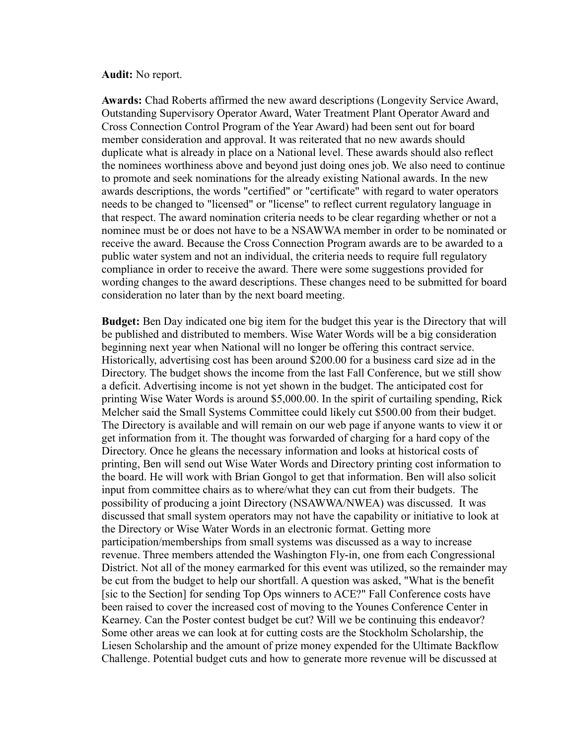**Audit:** No report.

**Awards:** Chad Roberts affirmed the new award descriptions (Longevity Service Award, Outstanding Supervisory Operator Award, Water Treatment Plant Operator Award and Cross Connection Control Program of the Year Award) had been sent out for board member consideration and approval. It was reiterated that no new awards should duplicate what is already in place on a National level. These awards should also reflect the nominees worthiness above and beyond just doing ones job. We also need to continue to promote and seek nominations for the already existing National awards. In the new awards descriptions, the words "certified" or "certificate" with regard to water operators needs to be changed to "licensed" or "license" to reflect current regulatory language in that respect. The award nomination criteria needs to be clear regarding whether or not a nominee must be or does not have to be a NSAWWA member in order to be nominated or receive the award. Because the Cross Connection Program awards are to be awarded to a public water system and not an individual, the criteria needs to require full regulatory compliance in order to receive the award. There were some suggestions provided for wording changes to the award descriptions. These changes need to be submitted for board consideration no later than by the next board meeting.

**Budget:** Ben Day indicated one big item for the budget this year is the Directory that will be published and distributed to members. Wise Water Words will be a big consideration beginning next year when National will no longer be offering this contract service. Historically, advertising cost has been around $200.00 for a business card size ad in the Directory. The budget shows the income from the last Fall Conference, but we still show a deficit. Advertising income is not yet shown in the budget. The anticipated cost for printing Wise Water Words is around $5,000.00. In the spirit of curtailing spending, Rick Melcher said the Small Systems Committee could likely cut $500.00 from their budget. The Directory is available and will remain on our web page if anyone wants to view it or get information from it. The thought was forwarded of charging for a hard copy of the Directory. Once he gleans the necessary information and looks at historical costs of printing, Ben will send out Wise Water Words and Directory printing cost information to the board. He will work with Brian Gongol to get that information. Ben will also solicit input from committee chairs as to where/what they can cut from their budgets. The possibility of producing a joint Directory (NSAWWA/NWEA) was discussed. It was discussed that small system operators may not have the capability or initiative to look at the Directory or Wise Water Words in an electronic format. Getting more participation/memberships from small systems was discussed as a way to increase revenue. Three members attended the Washington Fly-in, one from each Congressional District. Not all of the money earmarked for this event was utilized, so the remainder may be cut from the budget to help our shortfall. A question was asked, "What is the benefit [sic to the Section] for sending Top Ops winners to ACE?" Fall Conference costs have been raised to cover the increased cost of moving to the Younes Conference Center in Kearney. Can the Poster contest budget be cut? Will we be continuing this endeavor? Some other areas we can look at for cutting costs are the Stockholm Scholarship, the Liesen Scholarship and the amount of prize money expended for the Ultimate Backflow Challenge. Potential budget cuts and how to generate more revenue will be discussed at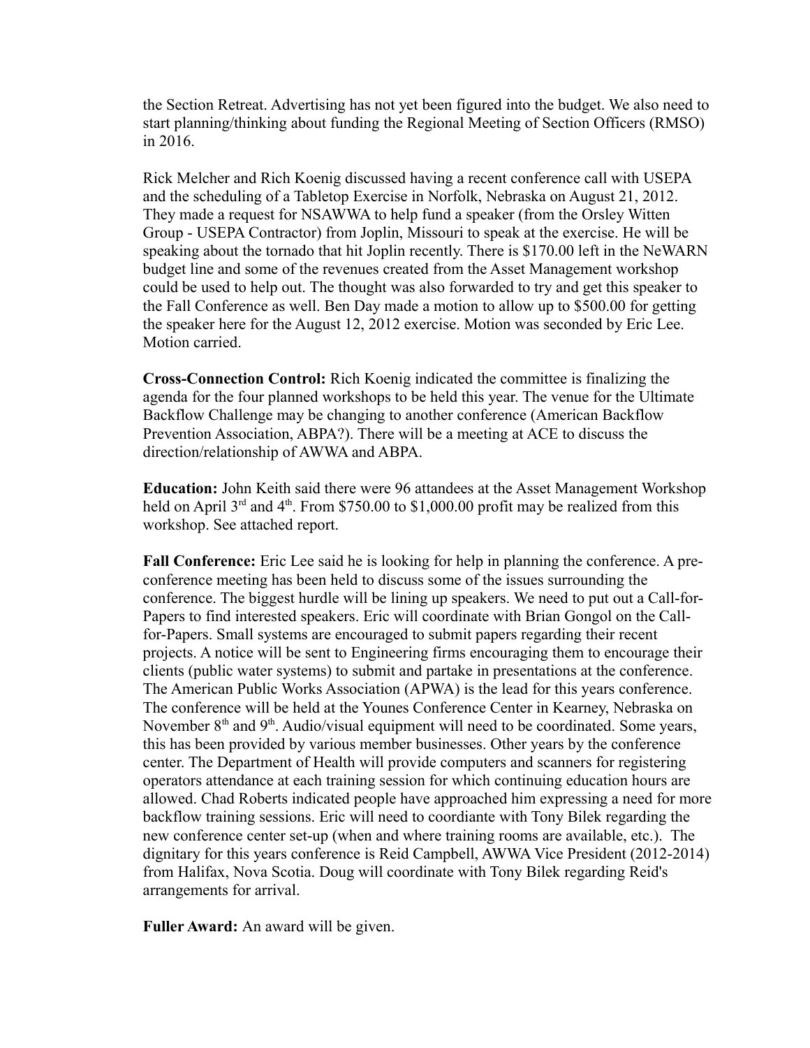the Section Retreat. Advertising has not yet been figured into the budget. We also need to start planning/thinking about funding the Regional Meeting of Section Officers (RMSO) in 2016.

Rick Melcher and Rich Koenig discussed having a recent conference call with USEPA and the scheduling of a Tabletop Exercise in Norfolk, Nebraska on August 21, 2012. They made a request for NSAWWA to help fund a speaker (from the Orsley Witten Group - USEPA Contractor) from Joplin, Missouri to speak at the exercise. He will be speaking about the tornado that hit Joplin recently. There is $170.00 left in the NeWARN budget line and some of the revenues created from the Asset Management workshop could be used to help out. The thought was also forwarded to try and get this speaker to the Fall Conference as well. Ben Day made a motion to allow up to $500.00 for getting the speaker here for the August 12, 2012 exercise. Motion was seconded by Eric Lee. Motion carried.

**Cross-Connection Control:** Rich Koenig indicated the committee is finalizing the agenda for the four planned workshops to be held this year. The venue for the Ultimate Backflow Challenge may be changing to another conference (American Backflow Prevention Association, ABPA?). There will be a meeting at ACE to discuss the direction/relationship of AWWA and ABPA.

**Education:** John Keith said there were 96 attendees at the Asset Management Workshop held on April 3rd and 4th. From $750.00 to $1,000.00 profit may be realized from this workshop. See attached report.

**Fall Conference:** Eric Lee said he is looking for help in planning the conference. A pre-conference meeting has been held to discuss some of the issues surrounding the conference. The biggest hurdle will be lining up speakers. We need to put out a Call-for-Papers to find interested speakers. Eric will coordinate with Brian Gongol on the Call-for-Papers. Small systems are encouraged to submit papers regarding their recent projects. A notice will be sent to Engineering firms encouraging them to encourage their clients (public water systems) to submit and partake in presentations at the conference. The American Public Works Association (APWA) is the lead for this years conference. The conference will be held at the Younes Conference Center in Kearney, Nebraska on November 8th and 9th. Audio/visual equipment will need to be coordinated. Some years, this has been provided by various member businesses. Other years by the conference center. The Department of Health will provide computers and scanners for registering operators attendance at each training session for which continuing education hours are allowed. Chad Roberts indicated people have approached him expressing a need for more backflow training sessions. Eric will need to coordiante with Tony Bilek regarding the new conference center set-up (when and where training rooms are available, etc.). The dignitary for this years conference is Reid Campbell, AWWA Vice President (2012-2014) from Halifax, Nova Scotia. Doug will coordinate with Tony Bilek regarding Reid's arrangements for arrival.

**Fuller Award:** An award will be given.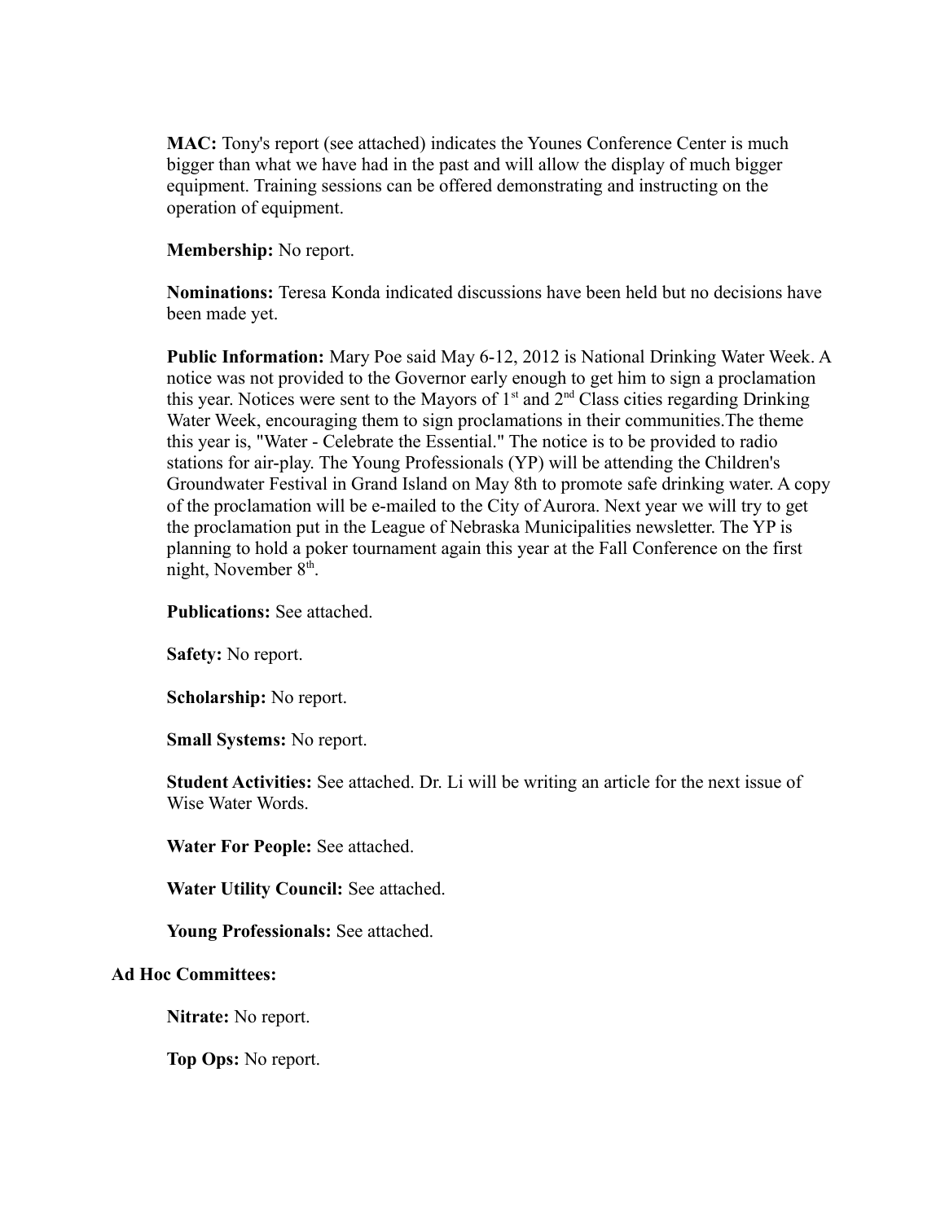**MAC:** Tony's report (see attached) indicates the Younes Conference Center is much bigger than what we have had in the past and will allow the display of much bigger equipment. Training sessions can be offered demonstrating and instructing on the operation of equipment.

**Membership:** No report.

**Nominations:** Teresa Konda indicated discussions have been held but no decisions have been made yet.

**Public Information:** Mary Poe said May 6-12, 2012 is National Drinking Water Week. A notice was not provided to the Governor early enough to get him to sign a proclamation this year. Notices were sent to the Mayors of 1st and 2nd Class cities regarding Drinking Water Week, encouraging them to sign proclamations in their communities.The theme this year is, "Water - Celebrate the Essential." The notice is to be provided to radio stations for air-play. The Young Professionals (YP) will be attending the Children's Groundwater Festival in Grand Island on May 8th to promote safe drinking water. A copy of the proclamation will be e-mailed to the City of Aurora. Next year we will try to get the proclamation put in the League of Nebraska Municipalities newsletter. The YP is planning to hold a poker tournament again this year at the Fall Conference on the first night, November 8th.

**Publications:** See attached.

**Safety:** No report.

**Scholarship:** No report.

**Small Systems:** No report.

**Student Activities:** See attached. Dr. Li will be writing an article for the next issue of Wise Water Words.

**Water For People:** See attached.

**Water Utility Council:** See attached.

**Young Professionals:** See attached.

**Ad Hoc Committees:**

**Nitrate:** No report.

**Top Ops:** No report.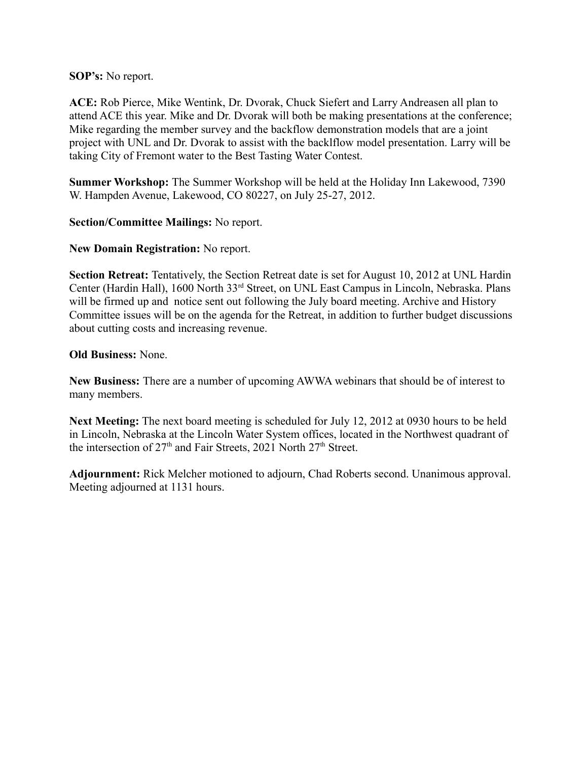**SOP's:** No report.

**ACE:** Rob Pierce, Mike Wentink, Dr. Dvorak, Chuck Siefert and Larry Andreasen all plan to attend ACE this year. Mike and Dr. Dvorak will both be making presentations at the conference; Mike regarding the member survey and the backflow demonstration models that are a joint project with UNL and Dr. Dvorak to assist with the backlflow model presentation. Larry will be taking City of Fremont water to the Best Tasting Water Contest.

**Summer Workshop:** The Summer Workshop will be held at the Holiday Inn Lakewood, 7390 W. Hampden Avenue, Lakewood, CO 80227, on July 25-27, 2012.

**Section/Committee Mailings:** No report.

**New Domain Registration:** No report.

**Section Retreat:** Tentatively, the Section Retreat date is set for August 10, 2012 at UNL Hardin Center (Hardin Hall), 1600 North 33rd Street, on UNL East Campus in Lincoln, Nebraska. Plans will be firmed up and notice sent out following the July board meeting. Archive and History Committee issues will be on the agenda for the Retreat, in addition to further budget discussions about cutting costs and increasing revenue.

**Old Business:** None.

**New Business:** There are a number of upcoming AWWA webinars that should be of interest to many members.

**Next Meeting:** The next board meeting is scheduled for July 12, 2012 at 0930 hours to be held in Lincoln, Nebraska at the Lincoln Water System offices, located in the Northwest quadrant of the intersection of 27th and Fair Streets, 2021 North 27th Street.

**Adjournment:** Rick Melcher motioned to adjourn, Chad Roberts second. Unanimous approval. Meeting adjourned at 1131 hours.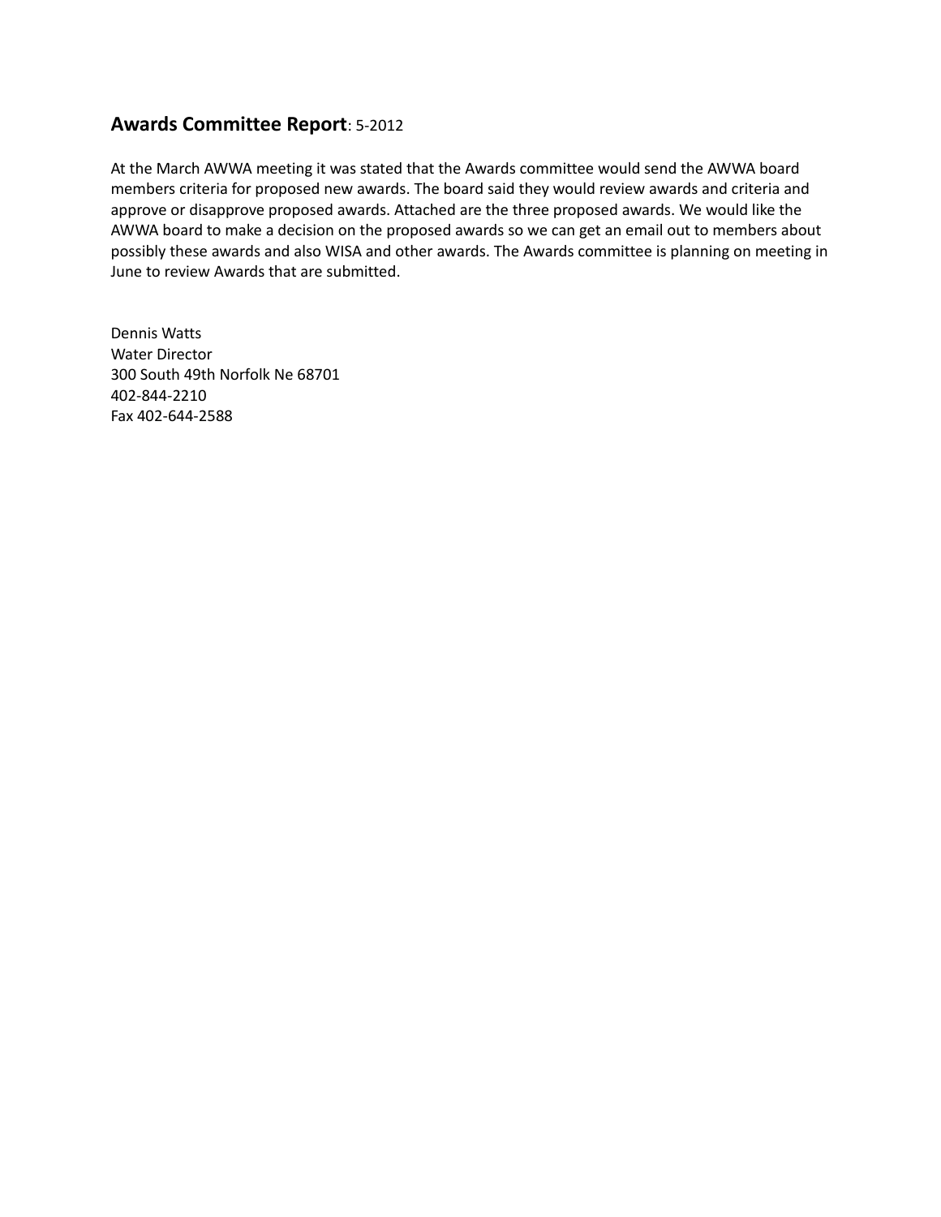**Awards Committee Report**: 5-2012

At the March AWWA meeting it was stated that the Awards committee would send the AWWA board members criteria for proposed new awards. The board said they would review awards and criteria and approve or disapprove proposed awards. Attached are the three proposed awards. We would like the AWWA board to make a decision on the proposed awards so we can get an email out to members about possibly these awards and also WISA and other awards. The Awards committee is planning on meeting in June to review Awards that are submitted.

Dennis Watts  
Water Director  
300 South 49th Norfolk Ne 68701  
402-844-2210  
Fax 402-644-2588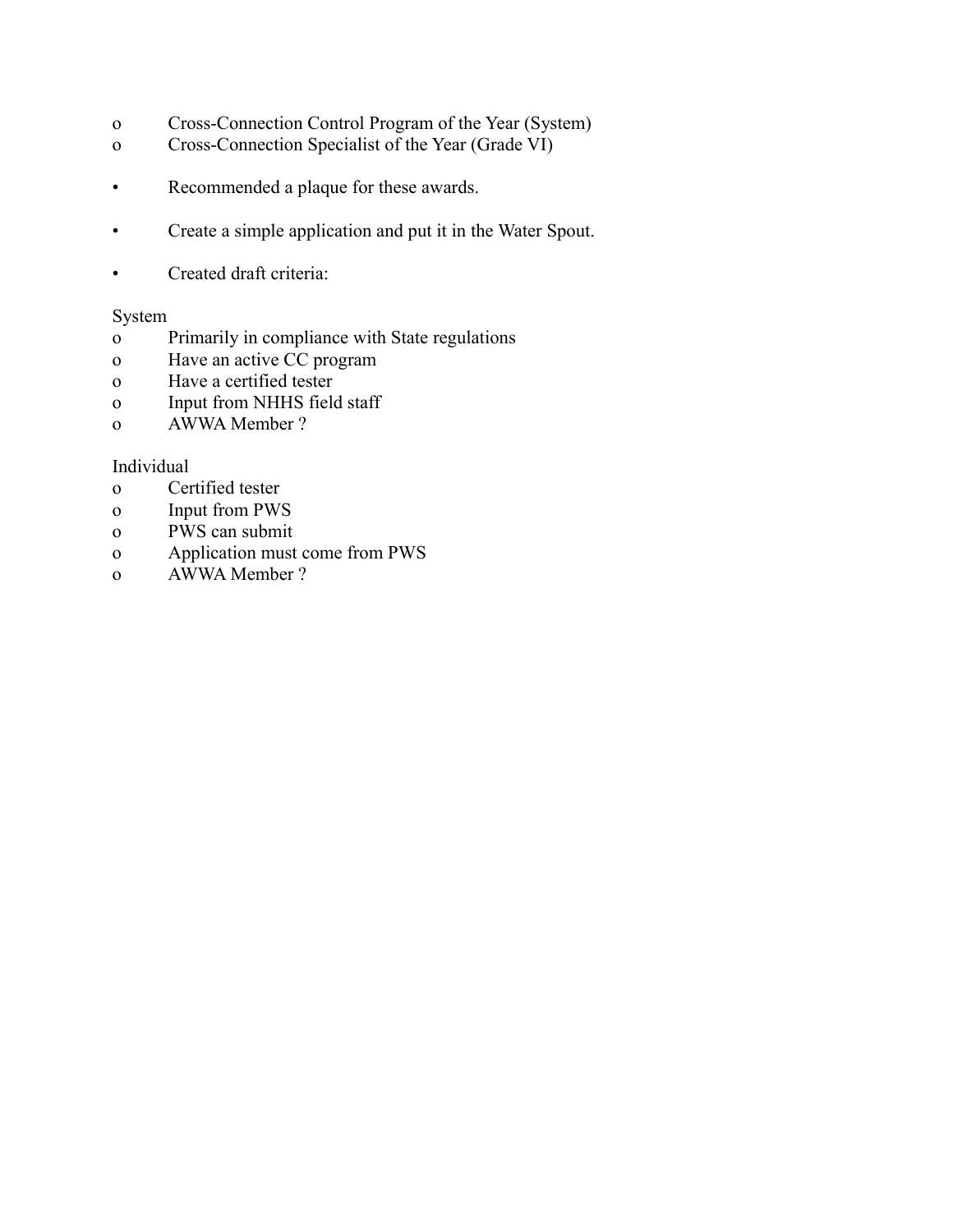- Cross-Connection Control Program of the Year (System)
- Cross-Connection Specialist of the Year (Grade VI)

- Recommended a plaque for these awards.

- Create a simple application and put it in the Water Spout.

- Created draft criteria:

System
- Primarily in compliance with State regulations
- Have an active CC program
- Have a certified tester
- Input from NHHS field staff
- AWWA Member ?

Individual
- Certified tester
- Input from PWS
- PWS can submit
- Application must come from PWS
- AWWA Member ?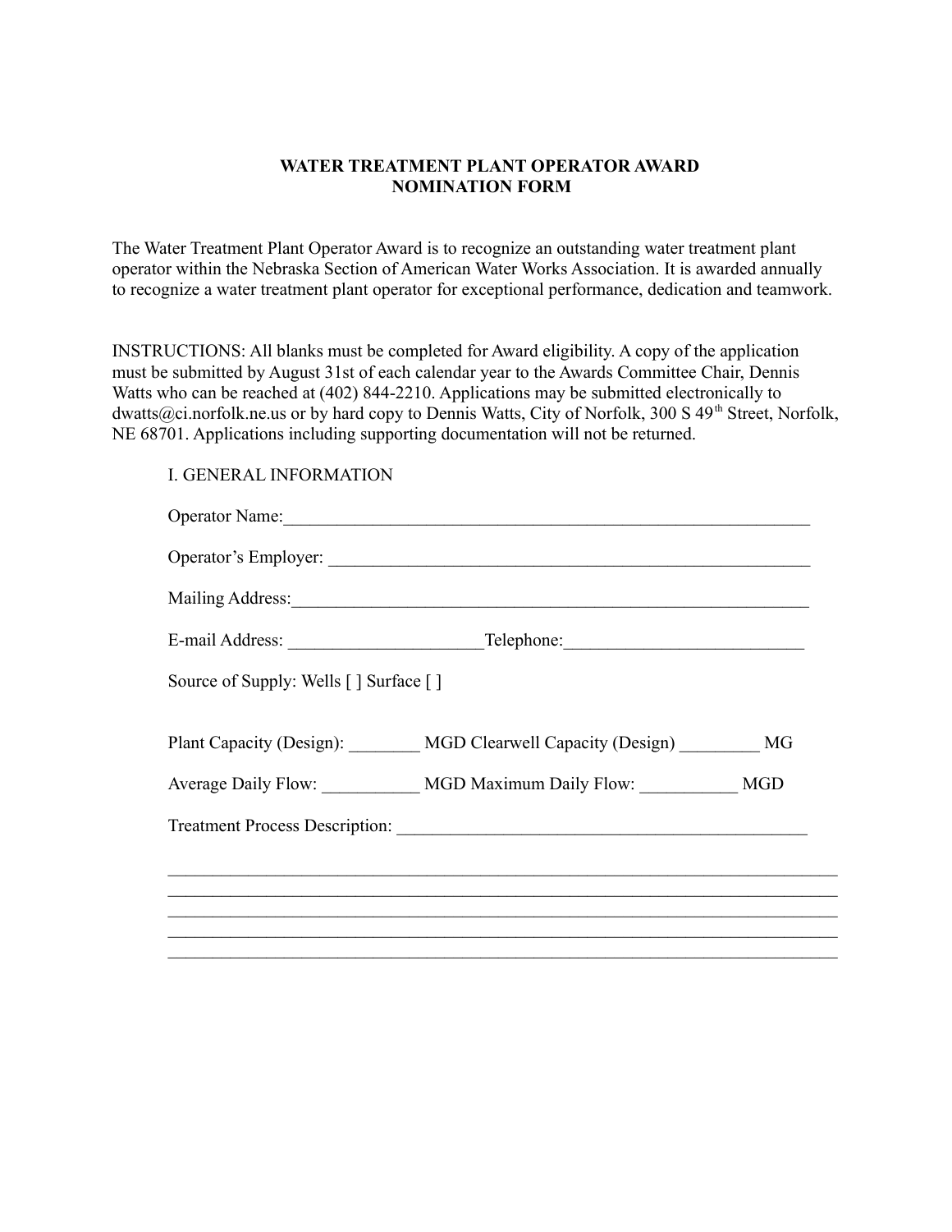# WATER TREATMENT PLANT OPERATOR AWARD NOMINATION FORM

The Water Treatment Plant Operator Award is to recognize an outstanding water treatment plant operator within the Nebraska Section of American Water Works Association. It is awarded annually to recognize a water treatment plant operator for exceptional performance, dedication and teamwork.

INSTRUCTIONS: All blanks must be completed for Award eligibility. A copy of the application must be submitted by August 31st of each calendar year to the Awards Committee Chair, Dennis Watts who can be reached at (402) 844-2210. Applications may be submitted electronically to dwatts@ci.norfolk.ne.us or by hard copy to Dennis Watts, City of Norfolk, 300 S 49th Street, Norfolk, NE 68701. Applications including supporting documentation will not be returned.

## I. GENERAL INFORMATION

Operator Name:_____________________________________________________________

Operator's Employer: _______________________________________________________

Mailing Address:____________________________________________________________

E-mail Address: _____________________Telephone:__________________________

Source of Supply: Wells [ ] Surface [ ]

Plant Capacity (Design): ________ MGD Clearwell Capacity (Design) _________ MG

Average Daily Flow: ___________ MGD Maximum Daily Flow: ___________ MGD

Treatment Process Description: _______________________________________________

___________________________________________________________________________
___________________________________________________________________________
___________________________________________________________________________
___________________________________________________________________________
___________________________________________________________________________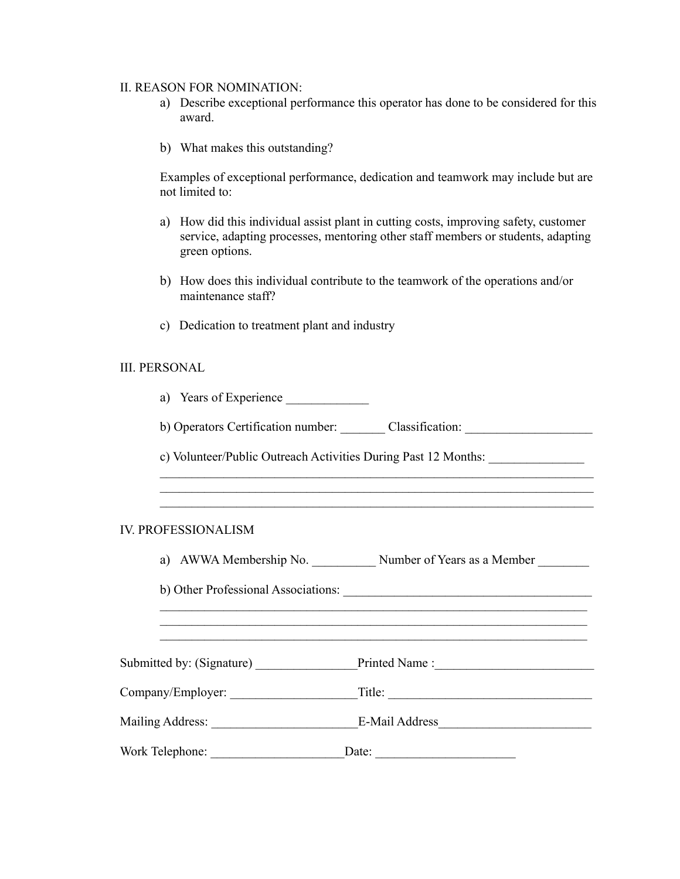II. REASON FOR NOMINATION:

a) Describe exceptional performance this operator has done to be considered for this award.

b) What makes this outstanding?

Examples of exceptional performance, dedication and teamwork may include but are not limited to:

a) How did this individual assist plant in cutting costs, improving safety, customer service, adapting processes, mentoring other staff members or students, adapting green options.

b) How does this individual contribute to the teamwork of the operations and/or maintenance staff?

c) Dedication to treatment plant and industry

III. PERSONAL

a) Years of Experience _____________

b) Operators Certification number: _______ Classification: ____________________

c) Volunteer/Public Outreach Activities During Past 12 Months: _______________
______________________________________________________________________
______________________________________________________________________
______________________________________________________________________

IV. PROFESSIONALISM

a) AWWA Membership No. __________ Number of Years as a Member ________

b) Other Professional Associations: ______________________________________
______________________________________________________________________
______________________________________________________________________
______________________________________________________________________

Submitted by: (Signature) ________________Printed Name :_________________________

Company/Employer: ____________________Title: ________________________________

Mailing Address: _______________________E-Mail Address________________________

Work Telephone: _____________________Date: ______________________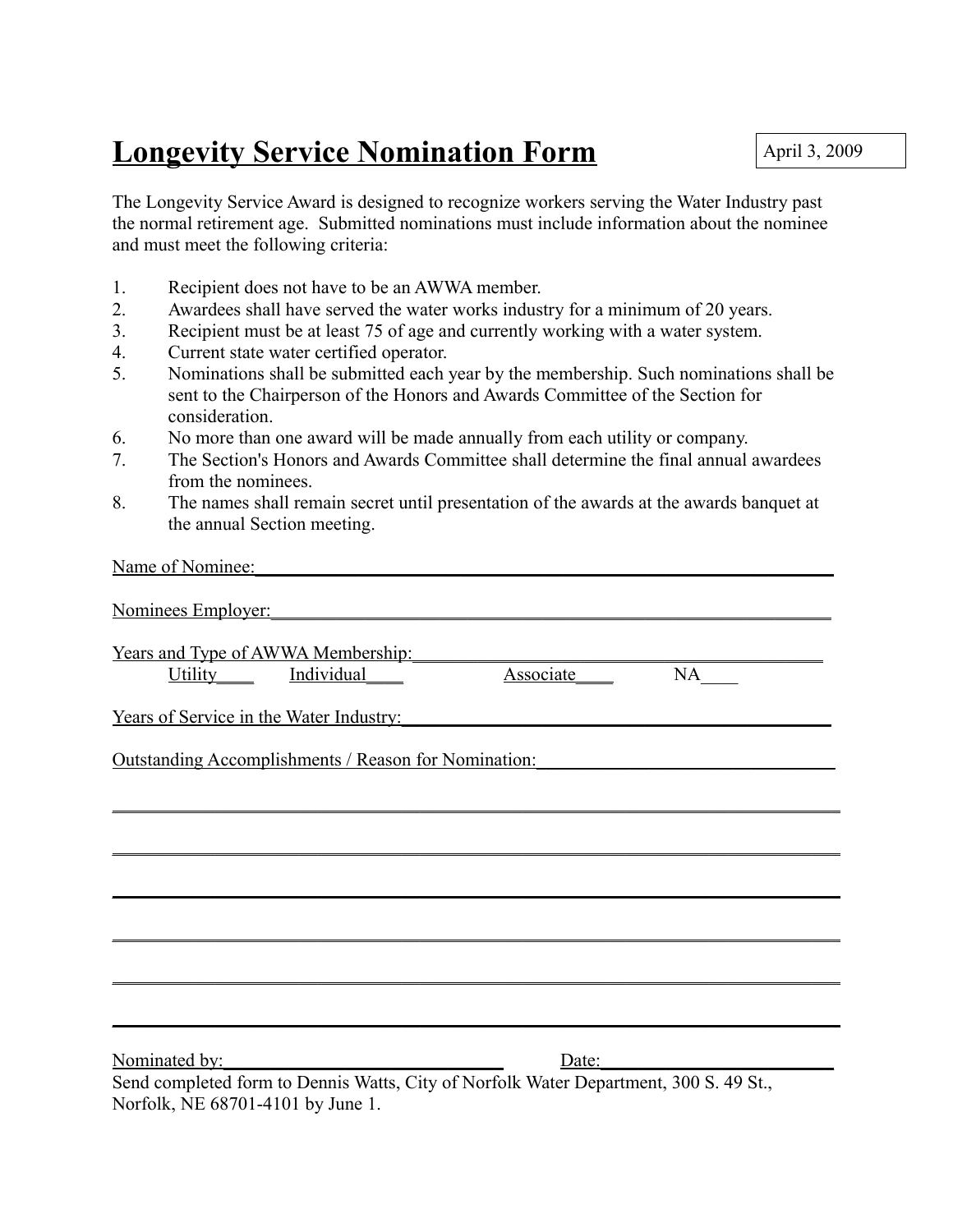# Longevity Service Nomination Form

April 3, 2009

The Longevity Service Award is designed to recognize workers serving the Water Industry past the normal retirement age. Submitted nominations must include information about the nominee and must meet the following criteria:

1. Recipient does not have to be an AWWA member.
2. Awardees shall have served the water works industry for a minimum of 20 years.
3. Recipient must be at least 75 of age and currently working with a water system.
4. Current state water certified operator.
5. Nominations shall be submitted each year by the membership. Such nominations shall be sent to the Chairperson of the Honors and Awards Committee of the Section for consideration.
6. No more than one award will be made annually from each utility or company.
7. The Section's Honors and Awards Committee shall determine the final annual awardees from the nominees.
8. The names shall remain secret until presentation of the awards at the awards banquet at the annual Section meeting.

Name of Nominee:_______________________________________________________________

Nominees Employer:_______________________________________________________________

Years and Type of AWWA Membership:_______________________________________________

Utility____ Individual____ Associate____ NA____

Years of Service in the Water Industry:_______________________________________________

Outstanding Accomplishments / Reason for Nomination:_________________________________

_______________________________________________________________________________

_______________________________________________________________________________

_______________________________________________________________________________

_______________________________________________________________________________

_______________________________________________________________________________

_______________________________________________________________________________

Nominated by:_______________________________ Date:_________________________

Send completed form to Dennis Watts, City of Norfolk Water Department, 300 S. 49 St., Norfolk, NE 68701-4101 by June 1.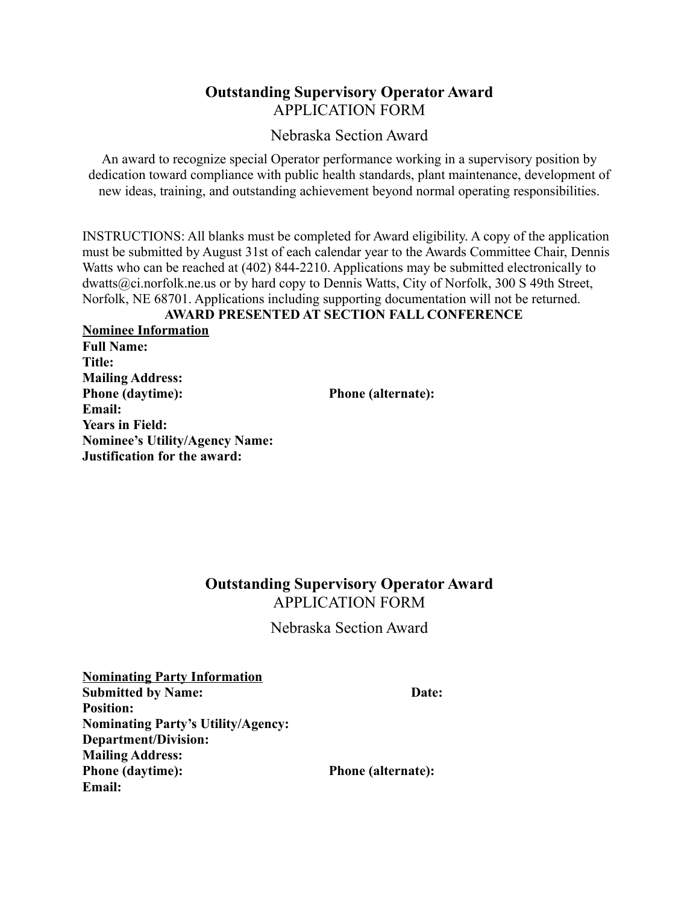## Outstanding Supervisory Operator Award

APPLICATION FORM

Nebraska Section Award

An award to recognize special Operator performance working in a supervisory position by dedication toward compliance with public health standards, plant maintenance, development of new ideas, training, and outstanding achievement beyond normal operating responsibilities.

INSTRUCTIONS: All blanks must be completed for Award eligibility. A copy of the application must be submitted by August 31st of each calendar year to the Awards Committee Chair, Dennis Watts who can be reached at (402) 844-2210. Applications may be submitted electronically to dwatts@ci.norfolk.ne.us or by hard copy to Dennis Watts, City of Norfolk, 300 S 49th Street, Norfolk, NE 68701. Applications including supporting documentation will not be returned.

**AWARD PRESENTED AT SECTION FALL CONFERENCE**

**<u>Nominee Information</u>**

**Full Name:**

**Title:**

**Mailing Address:**

**Phone (daytime):** **Phone (alternate):**

**Email:**

**Years in Field:**

**Nominee's Utility/Agency Name:**

**Justification for the award:**

## Outstanding Supervisory Operator Award

APPLICATION FORM

Nebraska Section Award

**<u>Nominating Party Information</u>**

**Submitted by Name:** **Date:**

**Position:**

**Nominating Party's Utility/Agency:**

**Department/Division:**

**Mailing Address:**

**Phone (daytime):** **Phone (alternate):**

**Email:**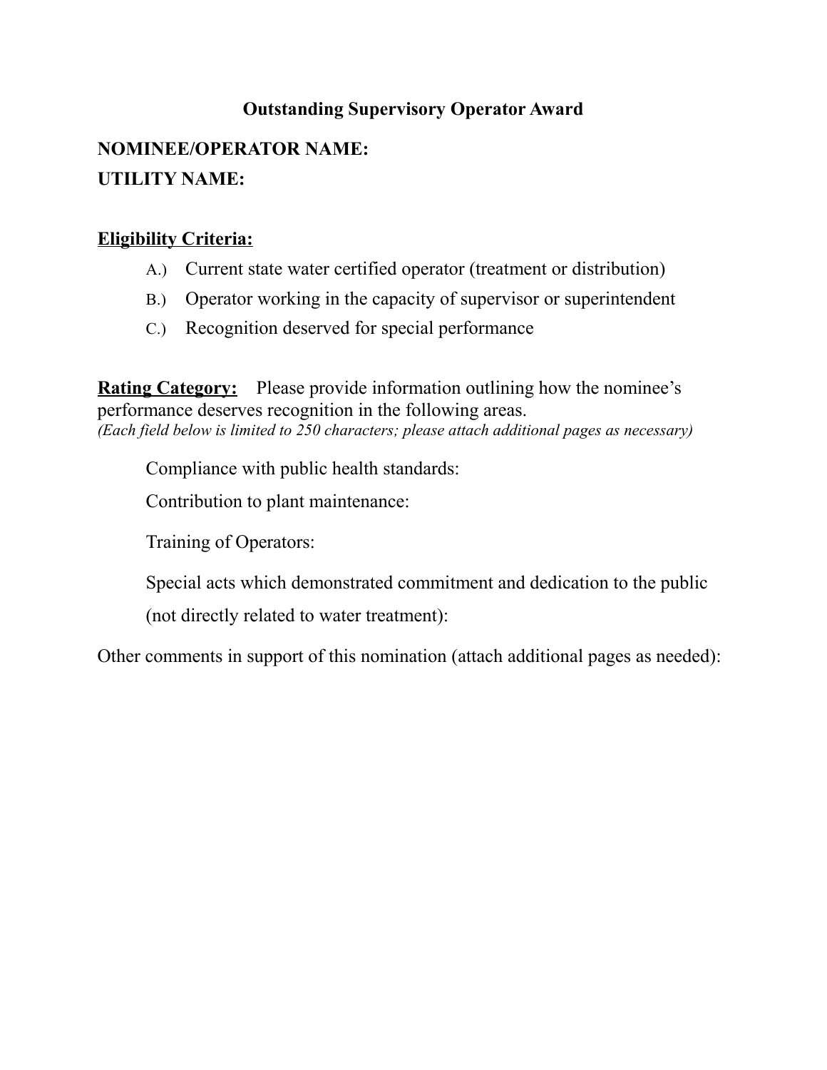## Outstanding Supervisory Operator Award

**NOMINEE/OPERATOR NAME:**

**UTILITY NAME:**

**<u>Eligibility Criteria:</u>**

A.) Current state water certified operator (treatment or distribution)

B.) Operator working in the capacity of supervisor or superintendent

C.) Recognition deserved for special performance

**<u>Rating Category:</u>** Please provide information outlining how the nominee's performance deserves recognition in the following areas.
*(Each field below is limited to 250 characters; please attach additional pages as necessary)*

Compliance with public health standards:

Contribution to plant maintenance:

Training of Operators:

Special acts which demonstrated commitment and dedication to the public (not directly related to water treatment):

Other comments in support of this nomination (attach additional pages as needed):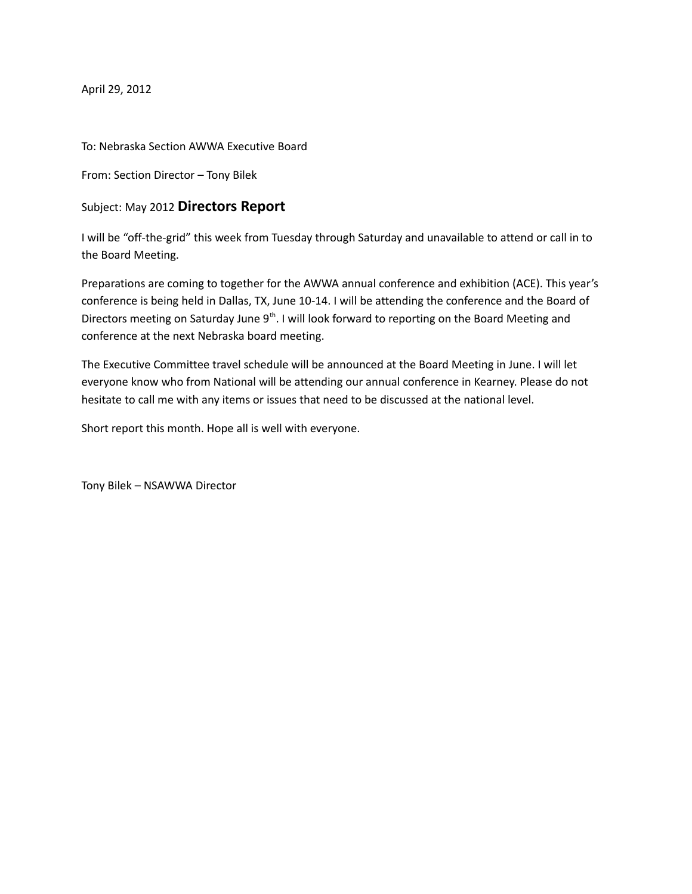April 29, 2012

To: Nebraska Section AWWA Executive Board

From: Section Director – Tony Bilek

Subject: May 2012 **Directors Report**

I will be "off-the-grid" this week from Tuesday through Saturday and unavailable to attend or call in to the Board Meeting.

Preparations are coming to together for the AWWA annual conference and exhibition (ACE). This year's conference is being held in Dallas, TX, June 10-14. I will be attending the conference and the Board of Directors meeting on Saturday June 9th. I will look forward to reporting on the Board Meeting and conference at the next Nebraska board meeting.

The Executive Committee travel schedule will be announced at the Board Meeting in June. I will let everyone know who from National will be attending our annual conference in Kearney. Please do not hesitate to call me with any items or issues that need to be discussed at the national level.

Short report this month. Hope all is well with everyone.

Tony Bilek – NSAWWA Director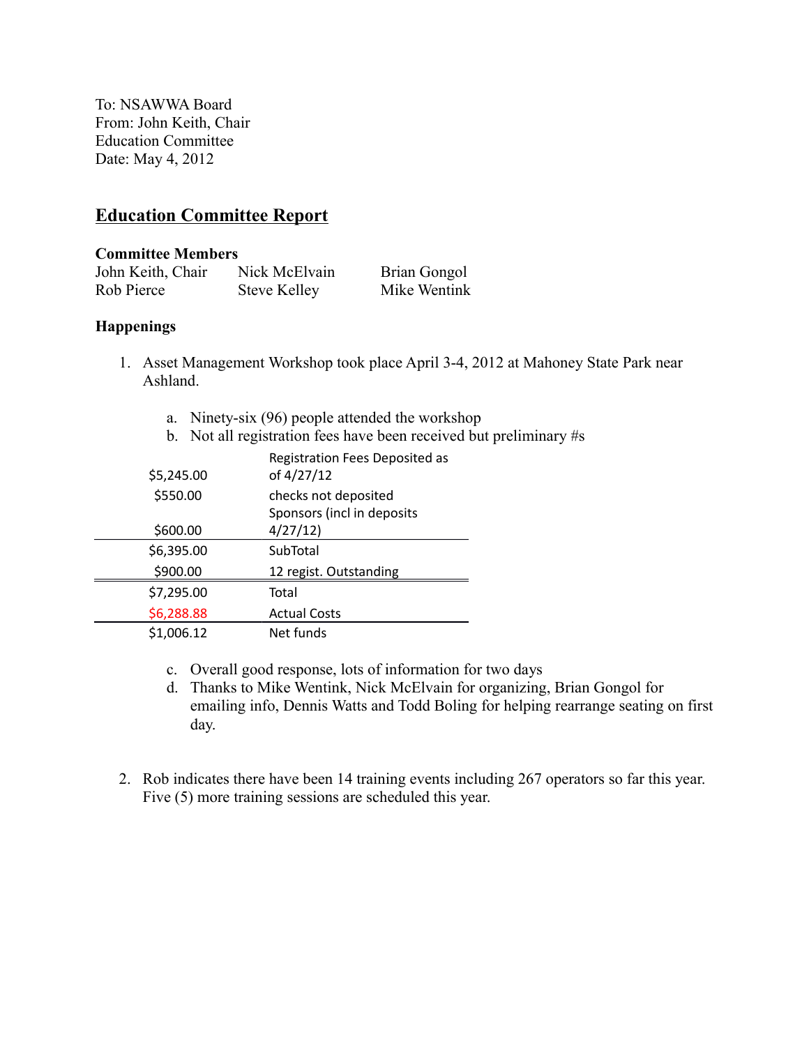To: NSAWWA Board
From: John Keith, Chair
Education Committee
Date: May 4, 2012

## Education Committee Report

**Committee Members**

| | | |
|---|---|---|
| John Keith, Chair | Nick McElvain | Brian Gongol |
| Rob Pierce | Steve Kelley | Mike Wentink |

**Happenings**

1. Asset Management Workshop took place April 3-4, 2012 at Mahoney State Park near Ashland.

   a. Ninety-six (96) people attended the workshop
   b. Not all registration fees have been received but preliminary #s

| | |
|---|---|
| $5,245.00 | Registration Fees Deposited as of 4/27/12 |
| $550.00 | checks not deposited |
| $600.00 | Sponsors (incl in deposits 4/27/12) |
| $6,395.00 | SubTotal |
| $900.00 | 12 regist. Outstanding |
| $7,295.00 | Total |
| $6,288.88 | Actual Costs |
| $1,006.12 | Net funds |

   c. Overall good response, lots of information for two days
   d. Thanks to Mike Wentink, Nick McElvain for organizing, Brian Gongol for emailing info, Dennis Watts and Todd Boling for helping rearrange seating on first day.

2. Rob indicates there have been 14 training events including 267 operators so far this year. Five (5) more training sessions are scheduled this year.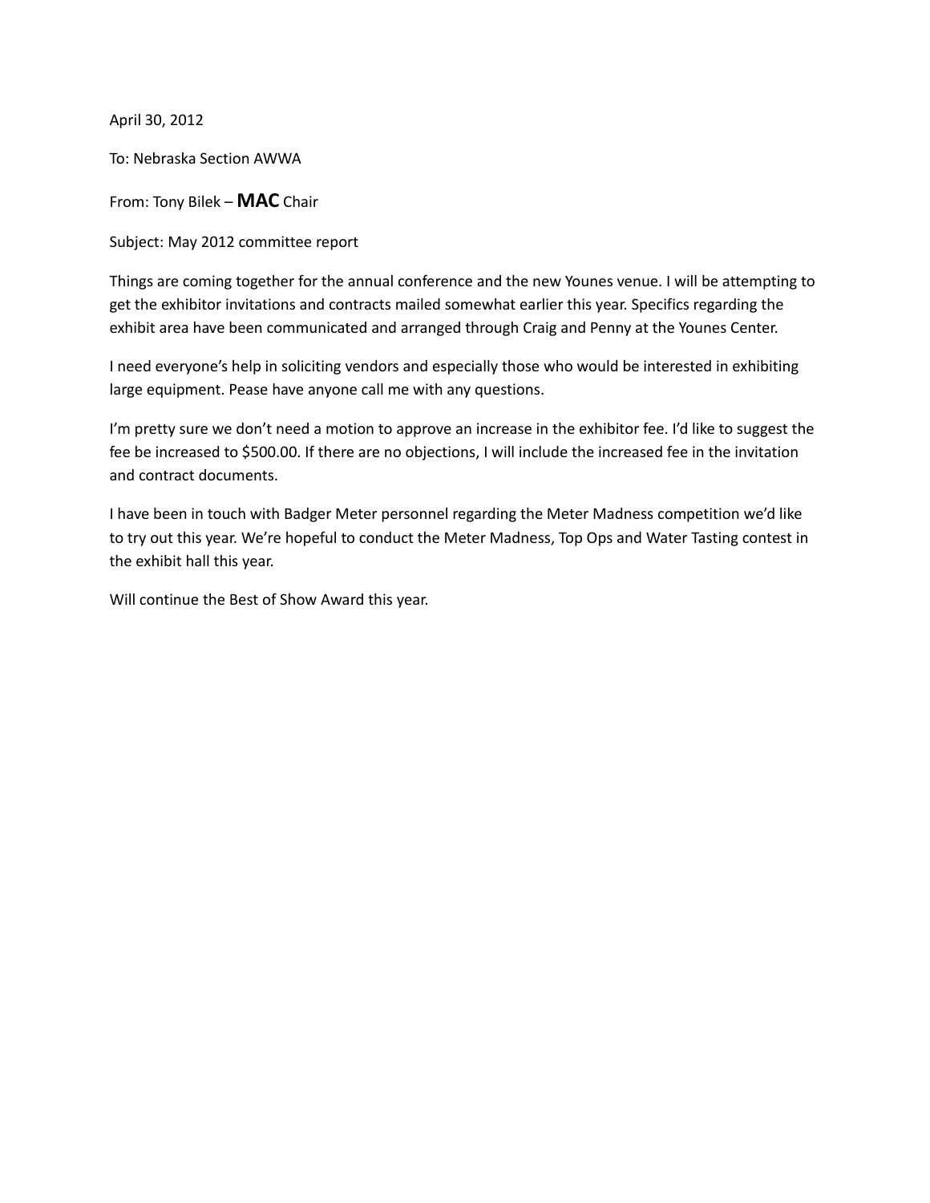April 30, 2012

To: Nebraska Section AWWA

From: Tony Bilek – **MAC** Chair

Subject: May 2012 committee report

Things are coming together for the annual conference and the new Younes venue. I will be attempting to get the exhibitor invitations and contracts mailed somewhat earlier this year. Specifics regarding the exhibit area have been communicated and arranged through Craig and Penny at the Younes Center.

I need everyone's help in soliciting vendors and especially those who would be interested in exhibiting large equipment. Pease have anyone call me with any questions.

I'm pretty sure we don't need a motion to approve an increase in the exhibitor fee. I'd like to suggest the fee be increased to $500.00. If there are no objections, I will include the increased fee in the invitation and contract documents.

I have been in touch with Badger Meter personnel regarding the Meter Madness competition we'd like to try out this year. We're hopeful to conduct the Meter Madness, Top Ops and Water Tasting contest in the exhibit hall this year.

Will continue the Best of Show Award this year.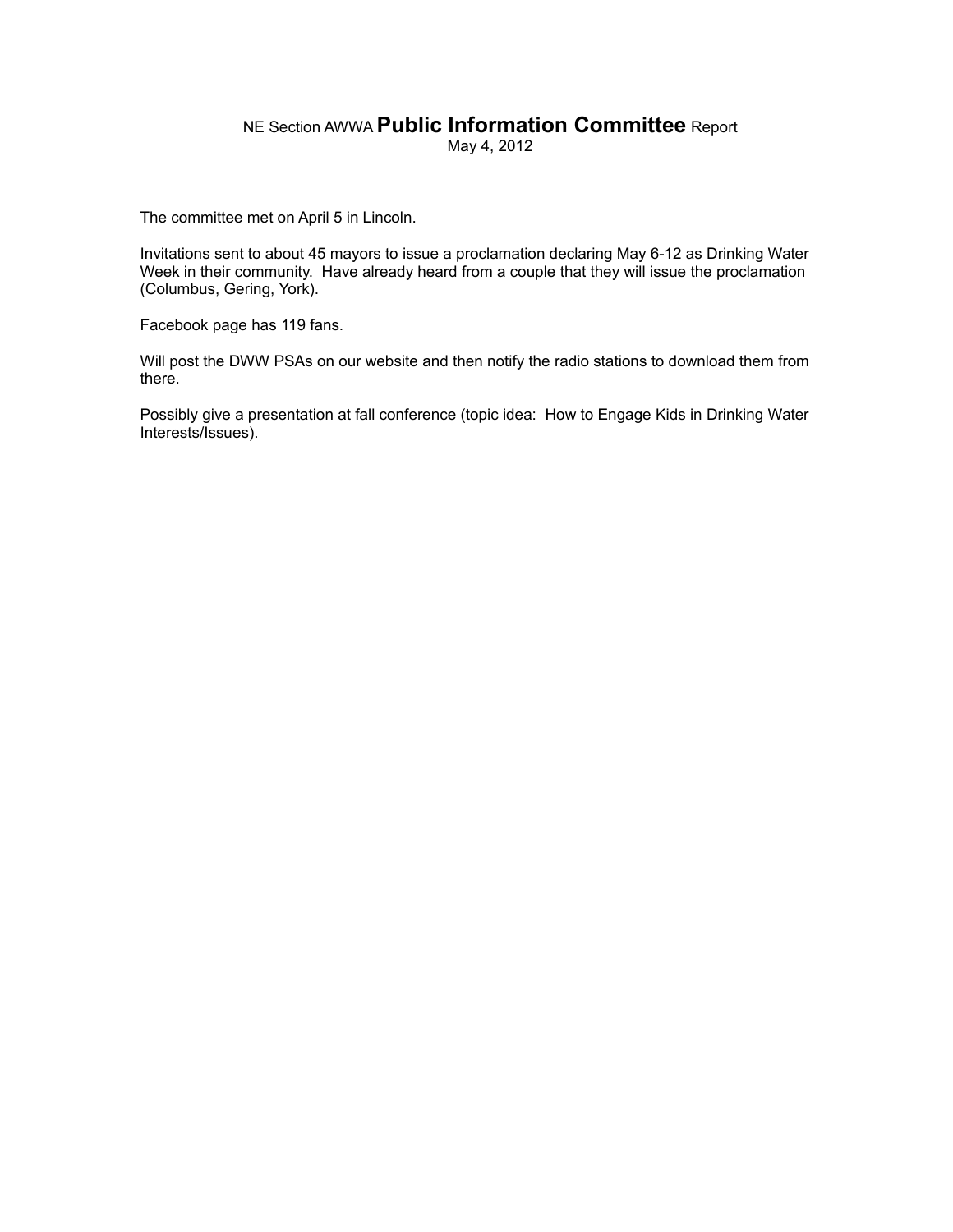# NE Section AWWA **Public Information Committee** Report

May 4, 2012

The committee met on April 5 in Lincoln.

Invitations sent to about 45 mayors to issue a proclamation declaring May 6-12 as Drinking Water Week in their community. Have already heard from a couple that they will issue the proclamation (Columbus, Gering, York).

Facebook page has 119 fans.

Will post the DWW PSAs on our website and then notify the radio stations to download them from there.

Possibly give a presentation at fall conference (topic idea: How to Engage Kids in Drinking Water Interests/Issues).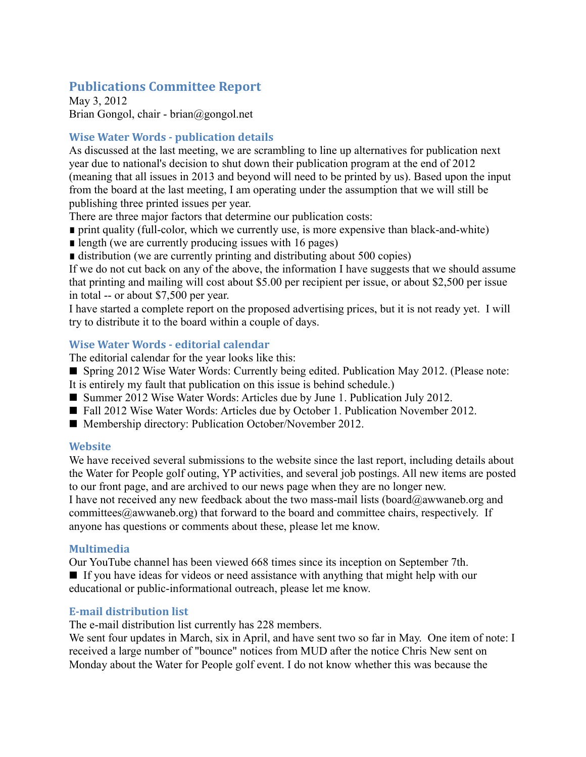## Publications Committee Report

May 3, 2012
Brian Gongol, chair - brian@gongol.net

### Wise Water Words - publication details

As discussed at the last meeting, we are scrambling to line up alternatives for publication next year due to national's decision to shut down their publication program at the end of 2012 (meaning that all issues in 2013 and beyond will need to be printed by us). Based upon the input from the board at the last meeting, I am operating under the assumption that we will still be publishing three printed issues per year.

There are three major factors that determine our publication costs:

- print quality (full-color, which we currently use, is more expensive than black-and-white)
- length (we are currently producing issues with 16 pages)
- distribution (we are currently printing and distributing about 500 copies)

If we do not cut back on any of the above, the information I have suggests that we should assume that printing and mailing will cost about $5.00 per recipient per issue, or about $2,500 per issue in total -- or about $7,500 per year.

I have started a complete report on the proposed advertising prices, but it is not ready yet. I will try to distribute it to the board within a couple of days.

### Wise Water Words - editorial calendar

The editorial calendar for the year looks like this:

- Spring 2012 Wise Water Words: Currently being edited. Publication May 2012. (Please note: It is entirely my fault that publication on this issue is behind schedule.)
- Summer 2012 Wise Water Words: Articles due by June 1. Publication July 2012.
- Fall 2012 Wise Water Words: Articles due by October 1. Publication November 2012.
- Membership directory: Publication October/November 2012.

### Website

We have received several submissions to the website since the last report, including details about the Water for People golf outing, YP activities, and several job postings. All new items are posted to our front page, and are archived to our news page when they are no longer new.

I have not received any new feedback about the two mass-mail lists (board@awwaneb.org and committees@awwaneb.org) that forward to the board and committee chairs, respectively. If anyone has questions or comments about these, please let me know.

### Multimedia

Our YouTube channel has been viewed 668 times since its inception on September 7th.

- If you have ideas for videos or need assistance with anything that might help with our educational or public-informational outreach, please let me know.

### E-mail distribution list

The e-mail distribution list currently has 228 members.

We sent four updates in March, six in April, and have sent two so far in May. One item of note: I received a large number of "bounce" notices from MUD after the notice Chris New sent on Monday about the Water for People golf event. I do not know whether this was because the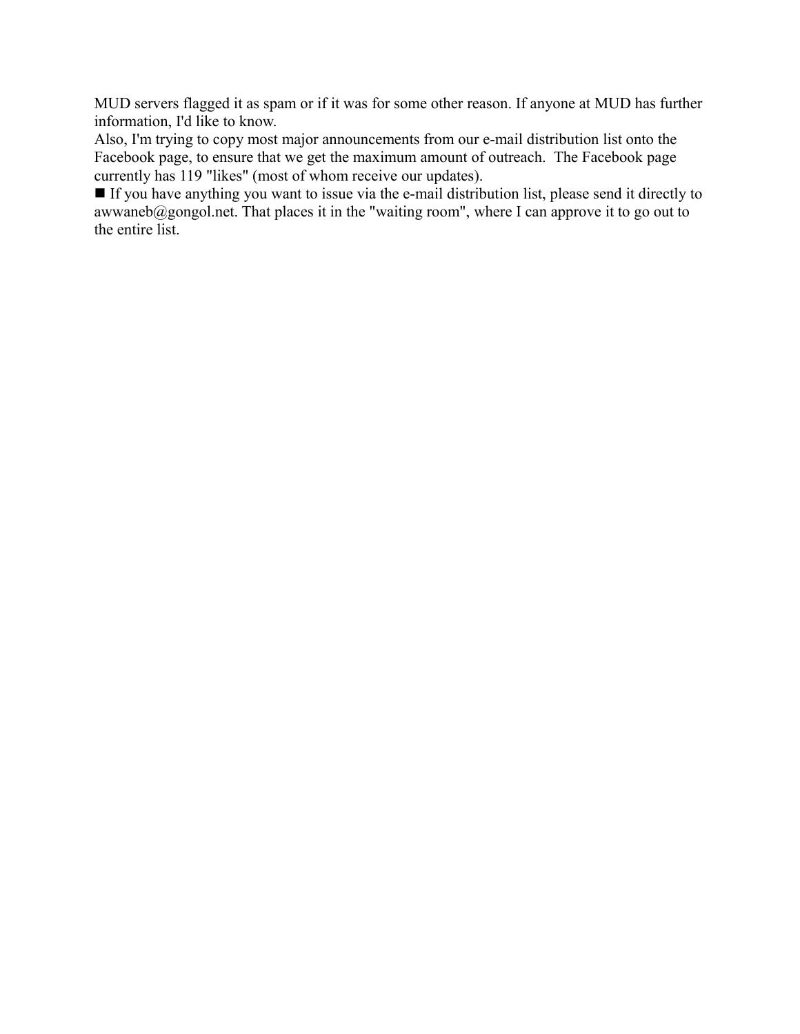MUD servers flagged it as spam or if it was for some other reason. If anyone at MUD has further information, I'd like to know.

Also, I'm trying to copy most major announcements from our e-mail distribution list onto the Facebook page, to ensure that we get the maximum amount of outreach.  The Facebook page currently has 119 "likes" (most of whom receive our updates).

■ If you have anything you want to issue via the e-mail distribution list, please send it directly to awwaneb@gongol.net. That places it in the "waiting room", where I can approve it to go out to the entire list.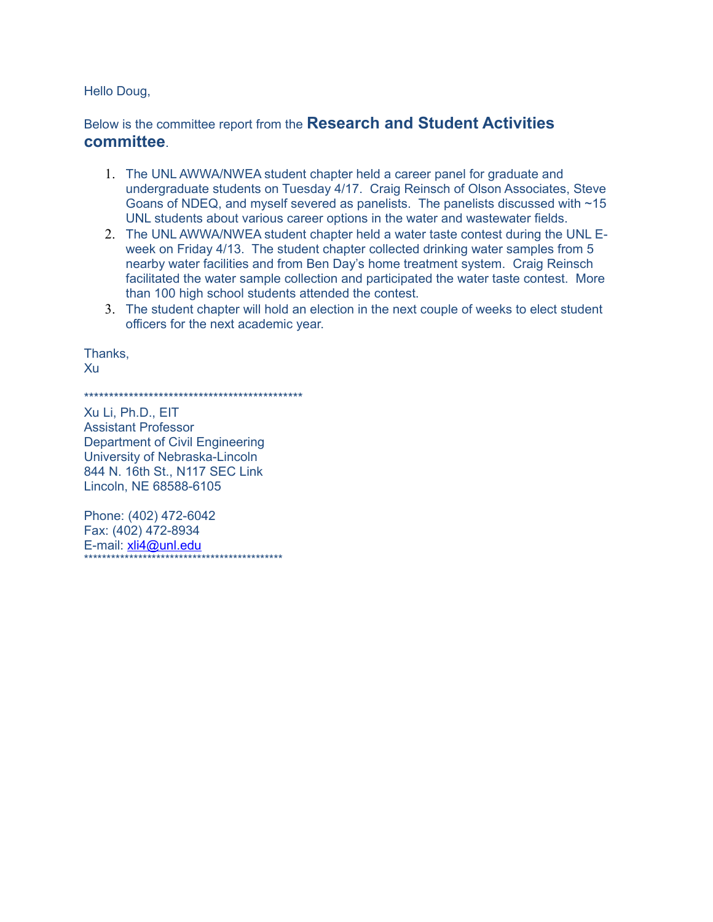Hello Doug,

Below is the committee report from the **Research and Student Activities committee**.

1. The UNL AWWA/NWEA student chapter held a career panel for graduate and undergraduate students on Tuesday 4/17. Craig Reinsch of Olson Associates, Steve Goans of NDEQ, and myself severed as panelists. The panelists discussed with ~15 UNL students about various career options in the water and wastewater fields.
2. The UNL AWWA/NWEA student chapter held a water taste contest during the UNL E-week on Friday 4/13. The student chapter collected drinking water samples from 5 nearby water facilities and from Ben Day's home treatment system. Craig Reinsch facilitated the water sample collection and participated the water taste contest. More than 100 high school students attended the contest.
3. The student chapter will hold an election in the next couple of weeks to elect student officers for the next academic year.

Thanks,
Xu

*********************************************

Xu Li, Ph.D., EIT
Assistant Professor
Department of Civil Engineering
University of Nebraska-Lincoln
844 N. 16th St., N117 SEC Link
Lincoln, NE 68588-6105

Phone: (402) 472-6042
Fax: (402) 472-8934
E-mail: xli4@unl.edu
*******************************************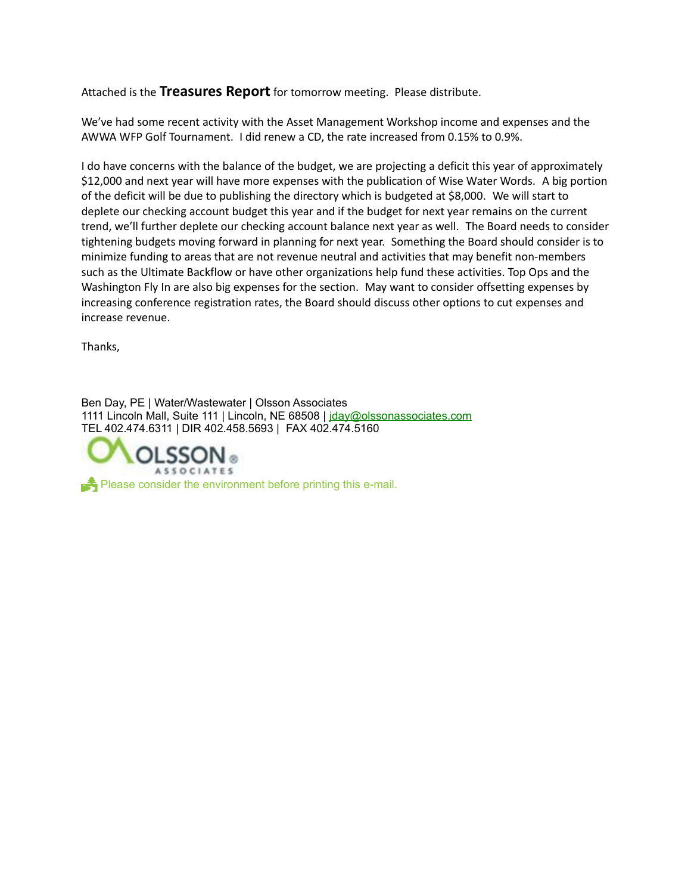Attached is the **Treasures Report** for tomorrow meeting. Please distribute.

We've had some recent activity with the Asset Management Workshop income and expenses and the AWWA WFP Golf Tournament. I did renew a CD, the rate increased from 0.15% to 0.9%.

I do have concerns with the balance of the budget, we are projecting a deficit this year of approximately $12,000 and next year will have more expenses with the publication of Wise Water Words. A big portion of the deficit will be due to publishing the directory which is budgeted at $8,000. We will start to deplete our checking account budget this year and if the budget for next year remains on the current trend, we'll further deplete our checking account balance next year as well. The Board needs to consider tightening budgets moving forward in planning for next year. Something the Board should consider is to minimize funding to areas that are not revenue neutral and activities that may benefit non-members such as the Ultimate Backflow or have other organizations help fund these activities. Top Ops and the Washington Fly In are also big expenses for the section. May want to consider offsetting expenses by increasing conference registration rates, the Board should discuss other options to cut expenses and increase revenue.

Thanks,

Ben Day, PE | Water/Wastewater | Olsson Associates
1111 Lincoln Mall, Suite 111 | Lincoln, NE 68508 | jday@olssonassociates.com
TEL 402.474.6311 | DIR 402.458.5693 | FAX 402.474.5160

OLSSON ASSOCIATES

Please consider the environment before printing this e-mail.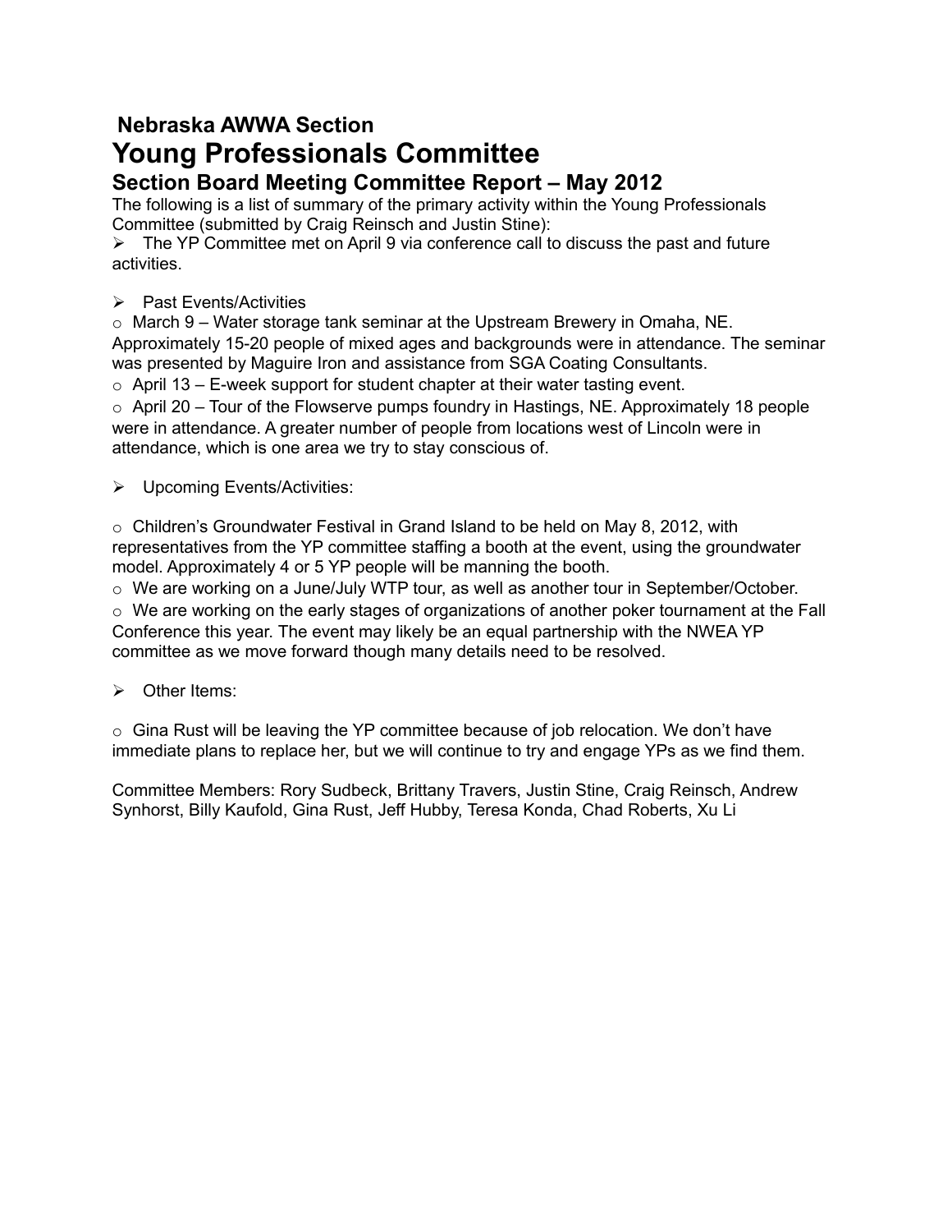## Nebraska AWWA Section

# Young Professionals Committee

### Section Board Meeting Committee Report – May 2012

The following is a list of summary of the primary activity within the Young Professionals Committee (submitted by Craig Reinsch and Justin Stine):

- The YP Committee met on April 9 via conference call to discuss the past and future activities.

- Past Events/Activities
  - March 9 – Water storage tank seminar at the Upstream Brewery in Omaha, NE. Approximately 15-20 people of mixed ages and backgrounds were in attendance. The seminar was presented by Maguire Iron and assistance from SGA Coating Consultants.
  - April 13 – E-week support for student chapter at their water tasting event.
  - April 20 – Tour of the Flowserve pumps foundry in Hastings, NE. Approximately 18 people were in attendance. A greater number of people from locations west of Lincoln were in attendance, which is one area we try to stay conscious of.

- Upcoming Events/Activities:
  - Children's Groundwater Festival in Grand Island to be held on May 8, 2012, with representatives from the YP committee staffing a booth at the event, using the groundwater model. Approximately 4 or 5 YP people will be manning the booth.
  - We are working on a June/July WTP tour, as well as another tour in September/October.
  - We are working on the early stages of organizations of another poker tournament at the Fall Conference this year. The event may likely be an equal partnership with the NWEA YP committee as we move forward though many details need to be resolved.

- Other Items:
  - Gina Rust will be leaving the YP committee because of job relocation. We don't have immediate plans to replace her, but we will continue to try and engage YPs as we find them.

Committee Members: Rory Sudbeck, Brittany Travers, Justin Stine, Craig Reinsch, Andrew Synhorst, Billy Kaufold, Gina Rust, Jeff Hubby, Teresa Konda, Chad Roberts, Xu Li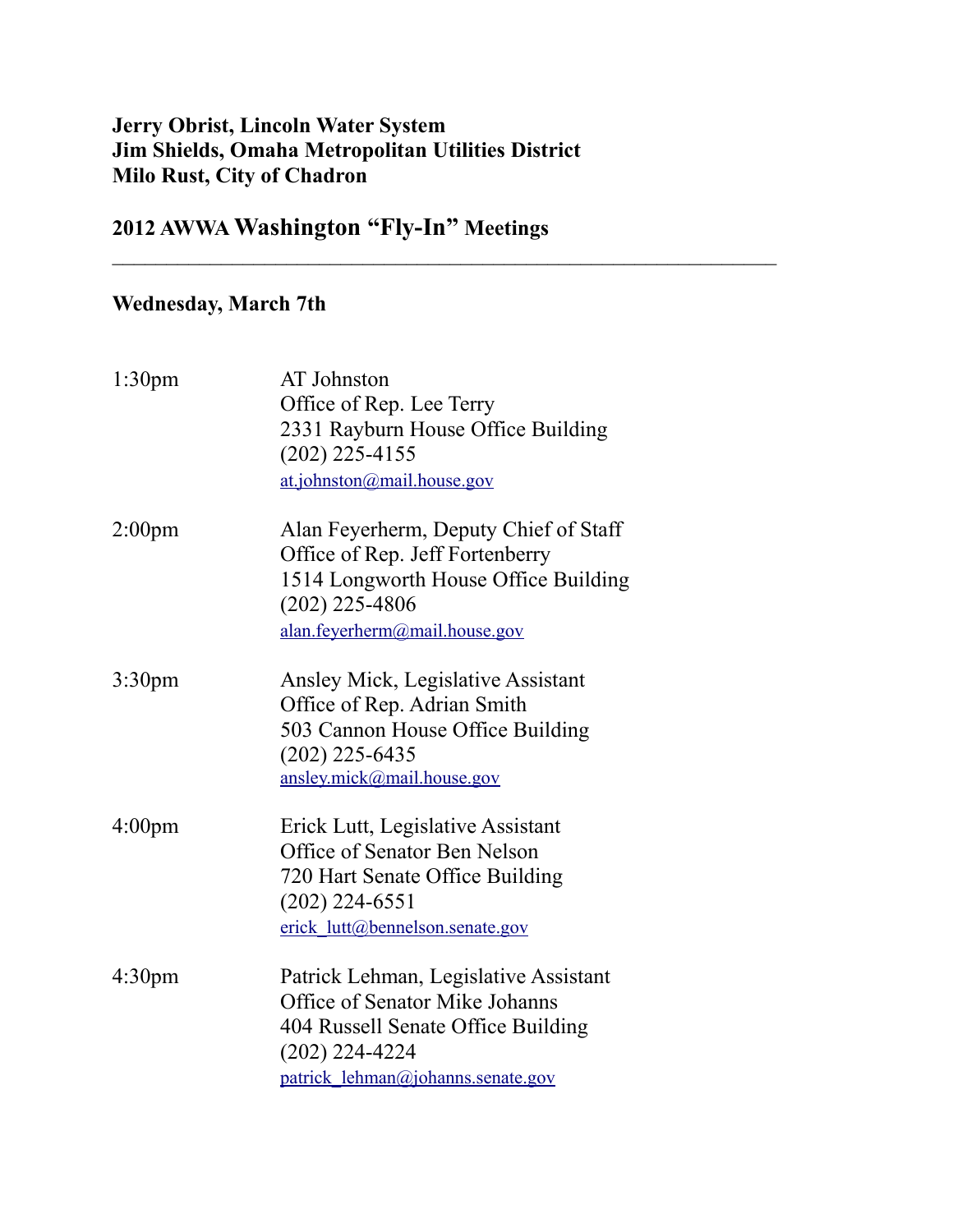**Jerry Obrist, Lincoln Water System**
**Jim Shields, Omaha Metropolitan Utilities District**
**Milo Rust, City of Chadron**

## 2012 AWWA Washington "Fly-In" Meetings

---

### Wednesday, March 7th

1:30pm  
AT Johnston  
Office of Rep. Lee Terry  
2331 Rayburn House Office Building  
(202) 225-4155  
at.johnston@mail.house.gov

2:00pm  
Alan Feyerherm, Deputy Chief of Staff  
Office of Rep. Jeff Fortenberry  
1514 Longworth House Office Building  
(202) 225-4806  
alan.feyerherm@mail.house.gov

3:30pm  
Ansley Mick, Legislative Assistant  
Office of Rep. Adrian Smith  
503 Cannon House Office Building  
(202) 225-6435  
ansley.mick@mail.house.gov

4:00pm  
Erick Lutt, Legislative Assistant  
Office of Senator Ben Nelson  
720 Hart Senate Office Building  
(202) 224-6551  
erick_lutt@bennelson.senate.gov

4:30pm  
Patrick Lehman, Legislative Assistant  
Office of Senator Mike Johanns  
404 Russell Senate Office Building  
(202) 224-4224  
patrick_lehman@johanns.senate.gov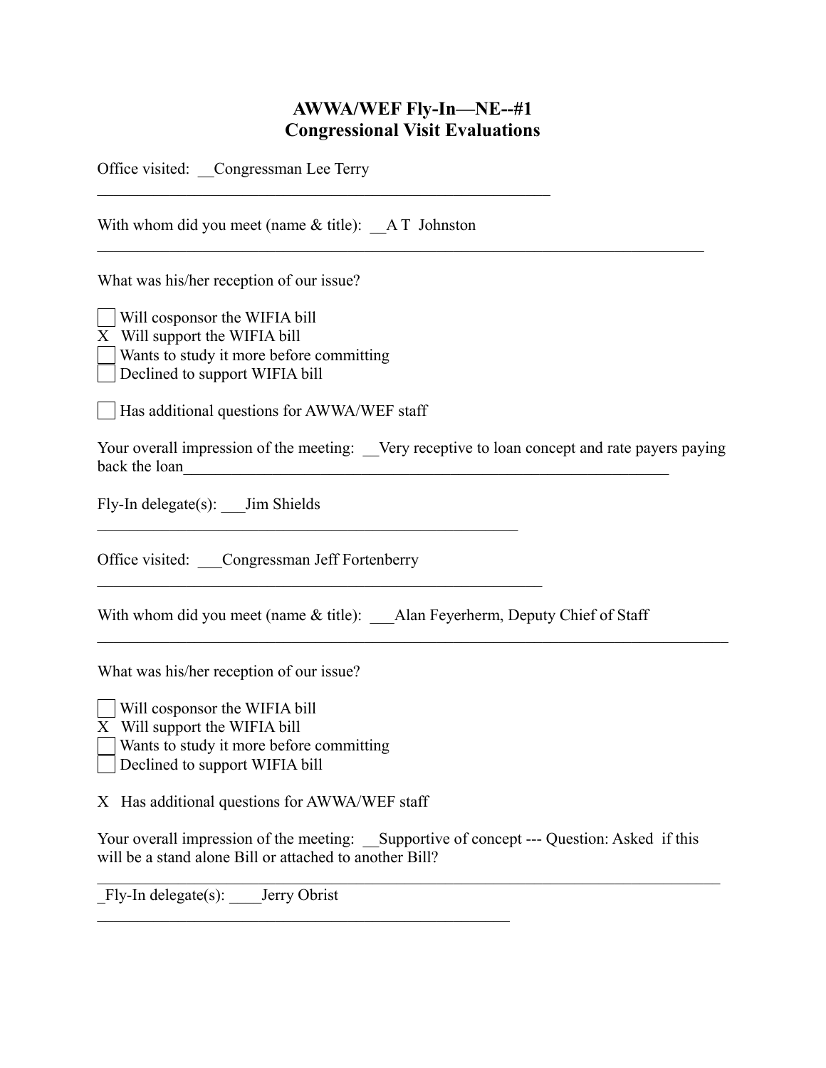# AWWA/WEF Fly-In—NE--#1
# Congressional Visit Evaluations

Office visited: __Congressman Lee Terry

With whom did you meet (name & title): __A T Johnston

What was his/her reception of our issue?

- [ ] Will cosponsor the WIFIA bill
- X Will support the WIFIA bill
- [ ] Wants to study it more before committing
- [ ] Declined to support WIFIA bill

- [ ] Has additional questions for AWWA/WEF staff

Your overall impression of the meeting: __Very receptive to loan concept and rate payers paying back the loan

Fly-In delegate(s): ___Jim Shields

Office visited: ___Congressman Jeff Fortenberry

With whom did you meet (name & title): ___Alan Feyerherm, Deputy Chief of Staff

What was his/her reception of our issue?

- [ ] Will cosponsor the WIFIA bill
- X Will support the WIFIA bill
- [ ] Wants to study it more before committing
- [ ] Declined to support WIFIA bill

X Has additional questions for AWWA/WEF staff

Your overall impression of the meeting: __Supportive of concept --- Question: Asked if this will be a stand alone Bill or attached to another Bill?

_Fly-In delegate(s): ____Jerry Obrist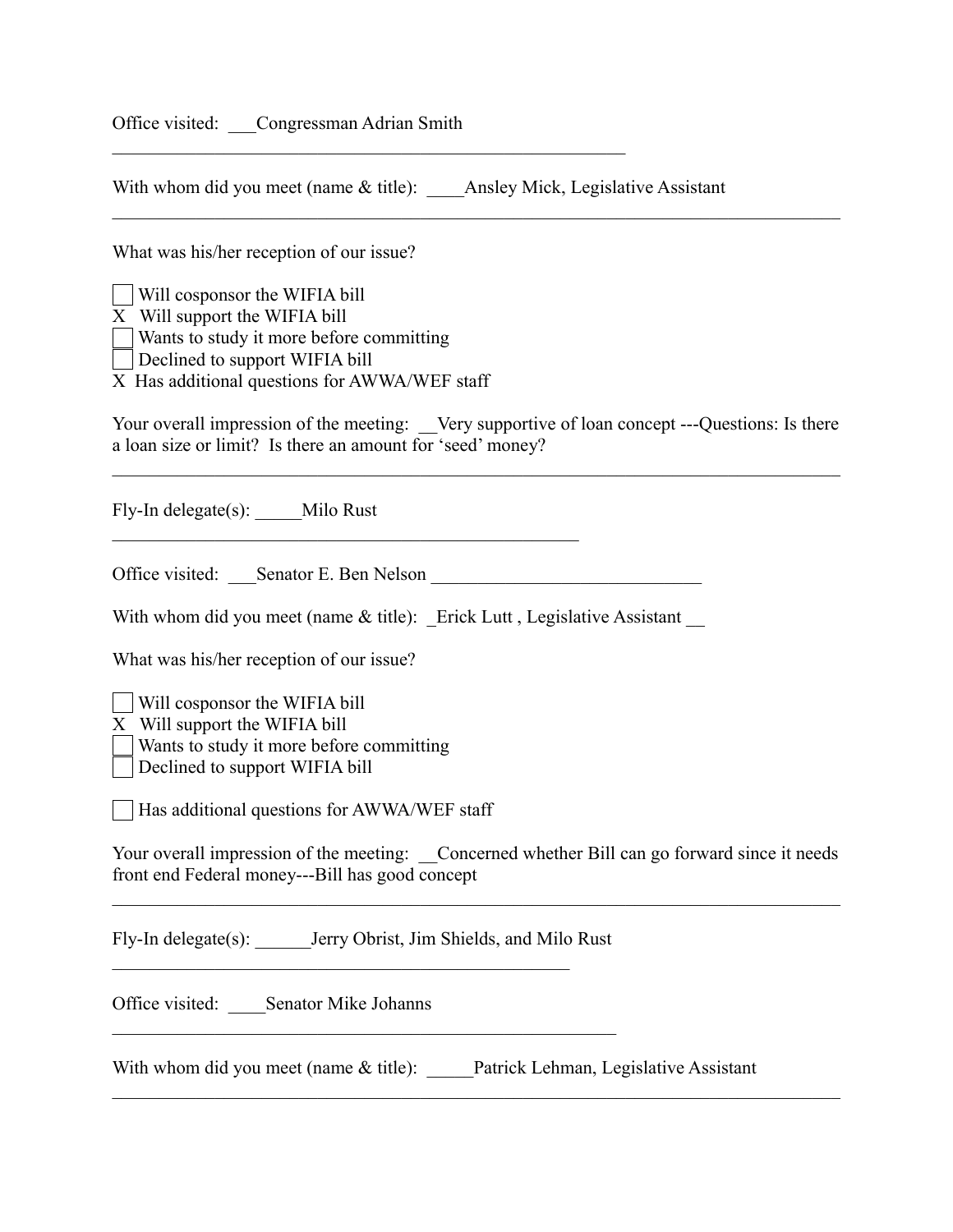Office visited: ___Congressman Adrian Smith

With whom did you meet (name & title): ____Ansley Mick, Legislative Assistant

What was his/her reception of our issue?

- [ ] Will cosponsor the WIFIA bill
- [x] Will support the WIFIA bill
- [ ] Wants to study it more before committing
- [ ] Declined to support WIFIA bill
- [x] Has additional questions for AWWA/WEF staff

Your overall impression of the meeting: __Very supportive of loan concept ---Questions: Is there a loan size or limit? Is there an amount for 'seed' money?

Fly-In delegate(s): _____Milo Rust

---

Office visited: ___Senator E. Ben Nelson

With whom did you meet (name & title): _Erick Lutt , Legislative Assistant __

What was his/her reception of our issue?

- [ ] Will cosponsor the WIFIA bill
- [x] Will support the WIFIA bill
- [ ] Wants to study it more before committing
- [ ] Declined to support WIFIA bill

- [ ] Has additional questions for AWWA/WEF staff

Your overall impression of the meeting: __Concerned whether Bill can go forward since it needs front end Federal money---Bill has good concept

Fly-In delegate(s): ______Jerry Obrist, Jim Shields, and Milo Rust

---

Office visited: ____Senator Mike Johanns

With whom did you meet (name & title): _____Patrick Lehman, Legislative Assistant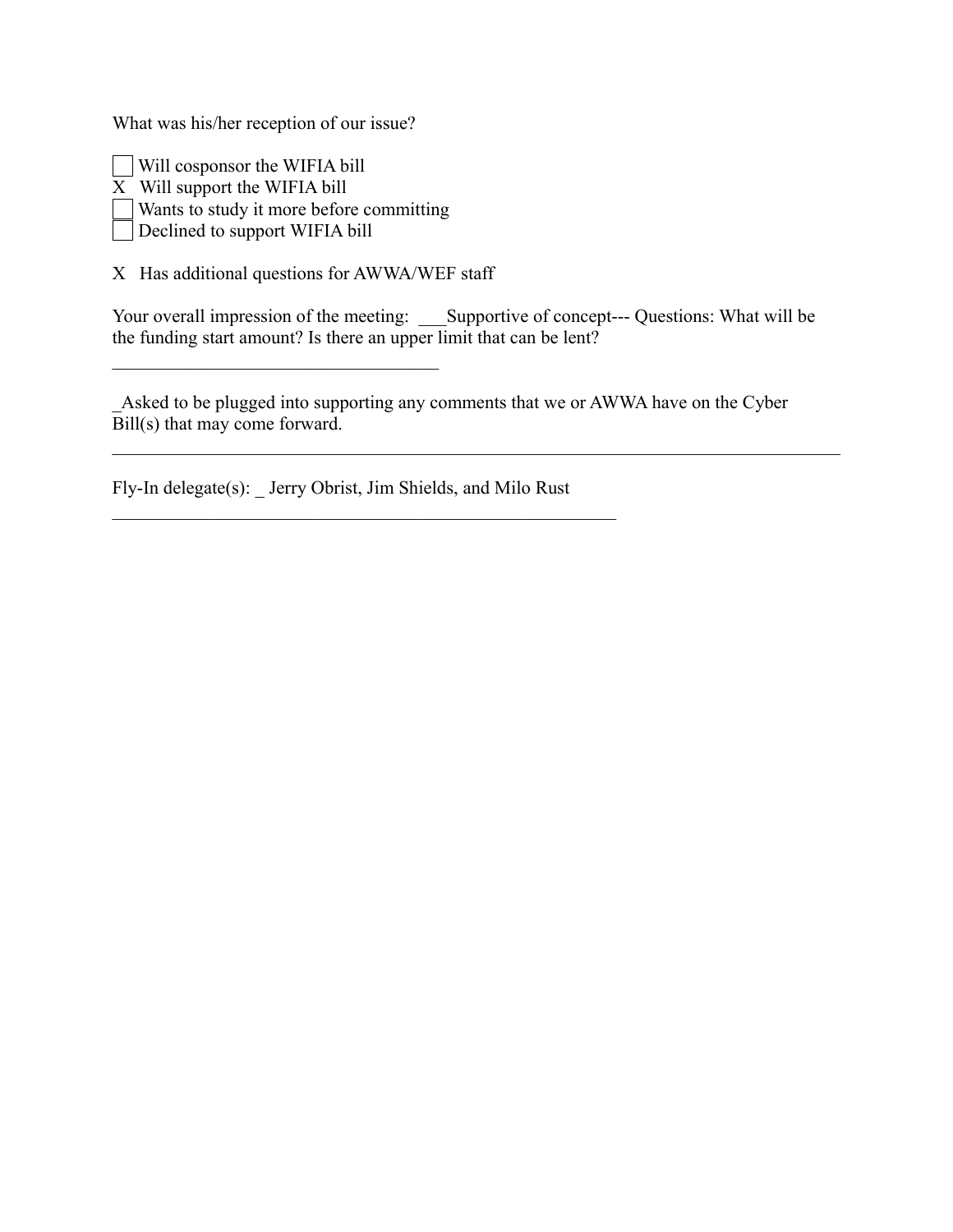What was his/her reception of our issue?

☐ Will cosponsor the WIFIA bill
X Will support the WIFIA bill
☐ Wants to study it more before committing
☐ Declined to support WIFIA bill

X Has additional questions for AWWA/WEF staff

Your overall impression of the meeting: ___Supportive of concept--- Questions: What will be the funding start amount? Is there an upper limit that can be lent?

_Asked to be plugged into supporting any comments that we or AWWA have on the Cyber Bill(s) that may come forward.

Fly-In delegate(s): _ Jerry Obrist, Jim Shields, and Milo Rust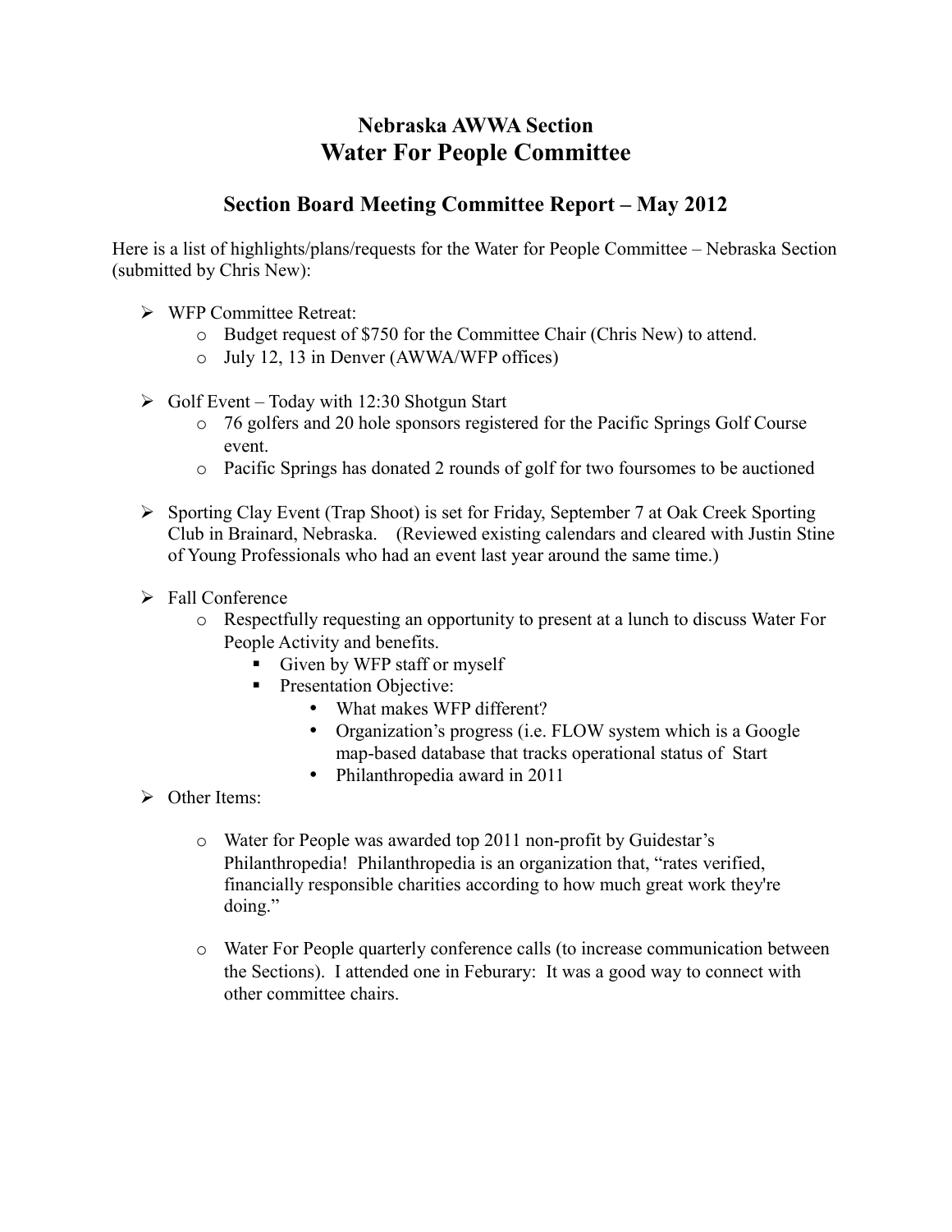# Nebraska AWWA Section
# Water For People Committee

## Section Board Meeting Committee Report – May 2012

Here is a list of highlights/plans/requests for the Water for People Committee – Nebraska Section (submitted by Chris New):

- WFP Committee Retreat:
  - Budget request of $750 for the Committee Chair (Chris New) to attend.
  - July 12, 13 in Denver (AWWA/WFP offices)
- Golf Event – Today with 12:30 Shotgun Start
  - 76 golfers and 20 hole sponsors registered for the Pacific Springs Golf Course event.
  - Pacific Springs has donated 2 rounds of golf for two foursomes to be auctioned
- Sporting Clay Event (Trap Shoot) is set for Friday, September 7 at Oak Creek Sporting Club in Brainard, Nebraska. (Reviewed existing calendars and cleared with Justin Stine of Young Professionals who had an event last year around the same time.)
- Fall Conference
  - Respectfully requesting an opportunity to present at a lunch to discuss Water For People Activity and benefits.
    - Given by WFP staff or myself
    - Presentation Objective:
      - What makes WFP different?
      - Organization's progress (i.e. FLOW system which is a Google map-based database that tracks operational status of Start
      - Philanthropedia award in 2011
- Other Items:
  - Water for People was awarded top 2011 non-profit by Guidestar's Philanthropedia! Philanthropedia is an organization that, "rates verified, financially responsible charities according to how much great work they're doing."
  - Water For People quarterly conference calls (to increase communication between the Sections). I attended one in Feburary: It was a good way to connect with other committee chairs.